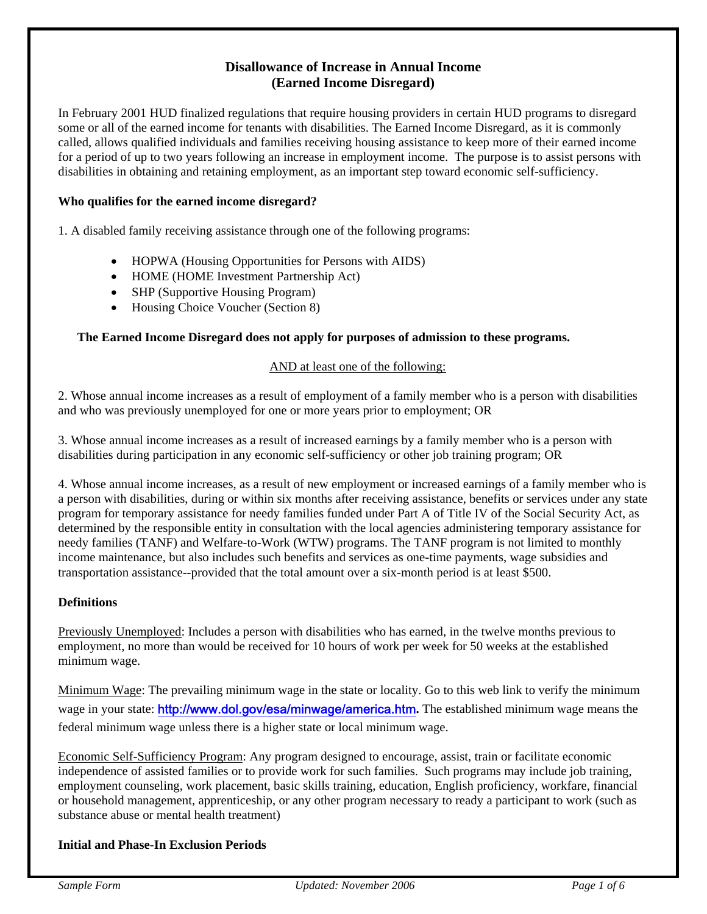# Disallowance of Increase in Annual Income (Earned Income Disregard)

In February 2001 HUD finalized regulations that require housing providers in certain HUD programs to disregard some or all of the earned income for tenants with disabilities. The Earned Income Disregard, as it is commonly called, allows qualified individuals and families receiving housing assistance to keep more of their earned income for a period of up to two years following an increase in employment income. The purpose is to assist persons with disabilities in obtaining and retaining employment, as an important step toward economic self-sufficiency.

**Who qualifies for the earned income disregard?**

1. A disabled family receiving assistance through one of the following programs:

- HOPWA (Housing Opportunities for Persons with AIDS)
- HOME (HOME Investment Partnership Act)
- SHP (Supportive Housing Program)
- Housing Choice Voucher (Section 8)

**The Earned Income Disregard does not apply for purposes of admission to these programs.**

AND at least one of the following:

2. Whose annual income increases as a result of employment of a family member who is a person with disabilities and who was previously unemployed for one or more years prior to employment; OR

3. Whose annual income increases as a result of increased earnings by a family member who is a person with disabilities during participation in any economic self-sufficiency or other job training program; OR

4. Whose annual income increases, as a result of new employment or increased earnings of a family member who is a person with disabilities, during or within six months after receiving assistance, benefits or services under any state program for temporary assistance for needy families funded under Part A of Title IV of the Social Security Act, as determined by the responsible entity in consultation with the local agencies administering temporary assistance for needy families (TANF) and Welfare-to-Work (WTW) programs. The TANF program is not limited to monthly income maintenance, but also includes such benefits and services as one-time payments, wage subsidies and transportation assistance--provided that the total amount over a six-month period is at least $500.

**Definitions**

Previously Unemployed: Includes a person with disabilities who has earned, in the twelve months previous to employment, no more than would be received for 10 hours of work per week for 50 weeks at the established minimum wage.

Minimum Wage: The prevailing minimum wage in the state or locality. Go to this web link to verify the minimum wage in your state: http://www.dol.gov/esa/minwage/america.htm. The established minimum wage means the federal minimum wage unless there is a higher state or local minimum wage.

Economic Self-Sufficiency Program: Any program designed to encourage, assist, train or facilitate economic independence of assisted families or to provide work for such families. Such programs may include job training, employment counseling, work placement, basic skills training, education, English proficiency, workfare, financial or household management, apprenticeship, or any other program necessary to ready a participant to work (such as substance abuse or mental health treatment)

**Initial and Phase-In Exclusion Periods**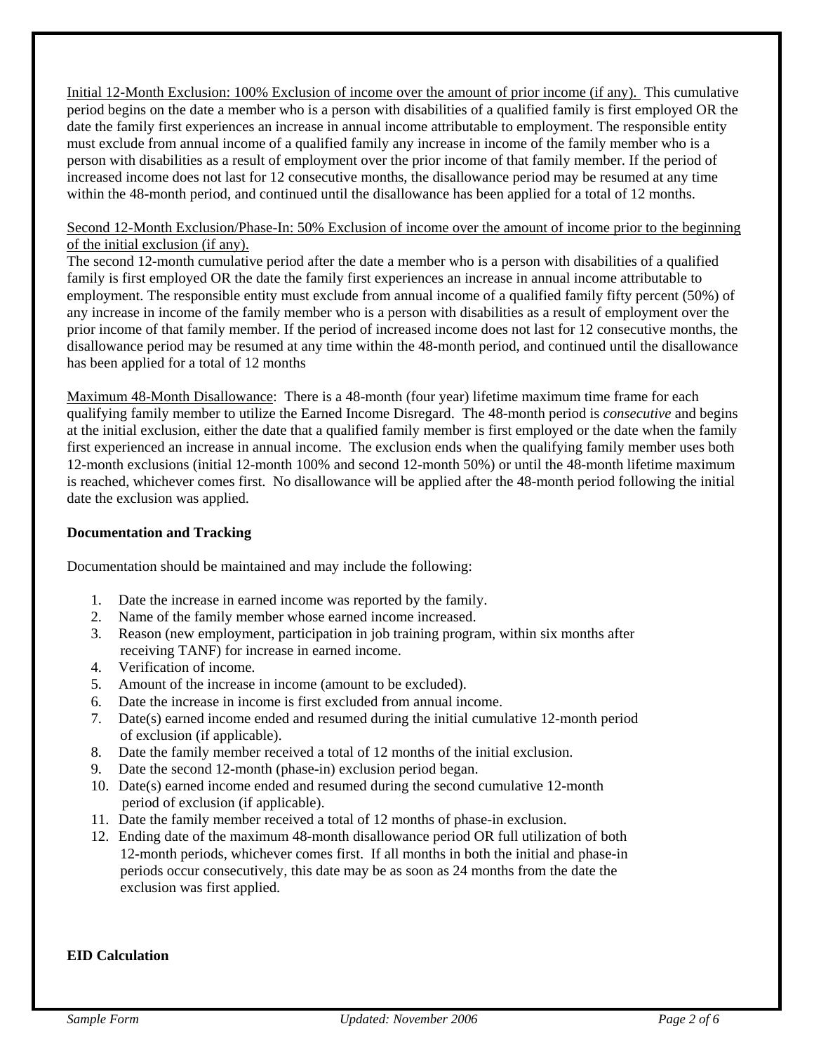<u>Initial 12-Month Exclusion: 100% Exclusion of income over the amount of prior income (if any).</u> This cumulative period begins on the date a member who is a person with disabilities of a qualified family is first employed OR the date the family first experiences an increase in annual income attributable to employment. The responsible entity must exclude from annual income of a qualified family any increase in income of the family member who is a person with disabilities as a result of employment over the prior income of that family member. If the period of increased income does not last for 12 consecutive months, the disallowance period may be resumed at any time within the 48-month period, and continued until the disallowance has been applied for a total of 12 months.

<u>Second 12-Month Exclusion/Phase-In: 50% Exclusion of income over the amount of income prior to the beginning of the initial exclusion (if any).</u>
The second 12-month cumulative period after the date a member who is a person with disabilities of a qualified family is first employed OR the date the family first experiences an increase in annual income attributable to employment. The responsible entity must exclude from annual income of a qualified family fifty percent (50%) of any increase in income of the family member who is a person with disabilities as a result of employment over the prior income of that family member. If the period of increased income does not last for 12 consecutive months, the disallowance period may be resumed at any time within the 48-month period, and continued until the disallowance has been applied for a total of 12 months

<u>Maximum 48-Month Disallowance</u>: There is a 48-month (four year) lifetime maximum time frame for each qualifying family member to utilize the Earned Income Disregard. The 48-month period is *consecutive* and begins at the initial exclusion, either the date that a qualified family member is first employed or the date when the family first experienced an increase in annual income. The exclusion ends when the qualifying family member uses both 12-month exclusions (initial 12-month 100% and second 12-month 50%) or until the 48-month lifetime maximum is reached, whichever comes first. No disallowance will be applied after the 48-month period following the initial date the exclusion was applied.

**Documentation and Tracking**

Documentation should be maintained and may include the following:

1. Date the increase in earned income was reported by the family.
2. Name of the family member whose earned income increased.
3. Reason (new employment, participation in job training program, within six months after receiving TANF) for increase in earned income.
4. Verification of income.
5. Amount of the increase in income (amount to be excluded).
6. Date the increase in income is first excluded from annual income.
7. Date(s) earned income ended and resumed during the initial cumulative 12-month period of exclusion (if applicable).
8. Date the family member received a total of 12 months of the initial exclusion.
9. Date the second 12-month (phase-in) exclusion period began.
10. Date(s) earned income ended and resumed during the second cumulative 12-month period of exclusion (if applicable).
11. Date the family member received a total of 12 months of phase-in exclusion.
12. Ending date of the maximum 48-month disallowance period OR full utilization of both 12-month periods, whichever comes first. If all months in both the initial and phase-in periods occur consecutively, this date may be as soon as 24 months from the date the exclusion was first applied.

**EID Calculation**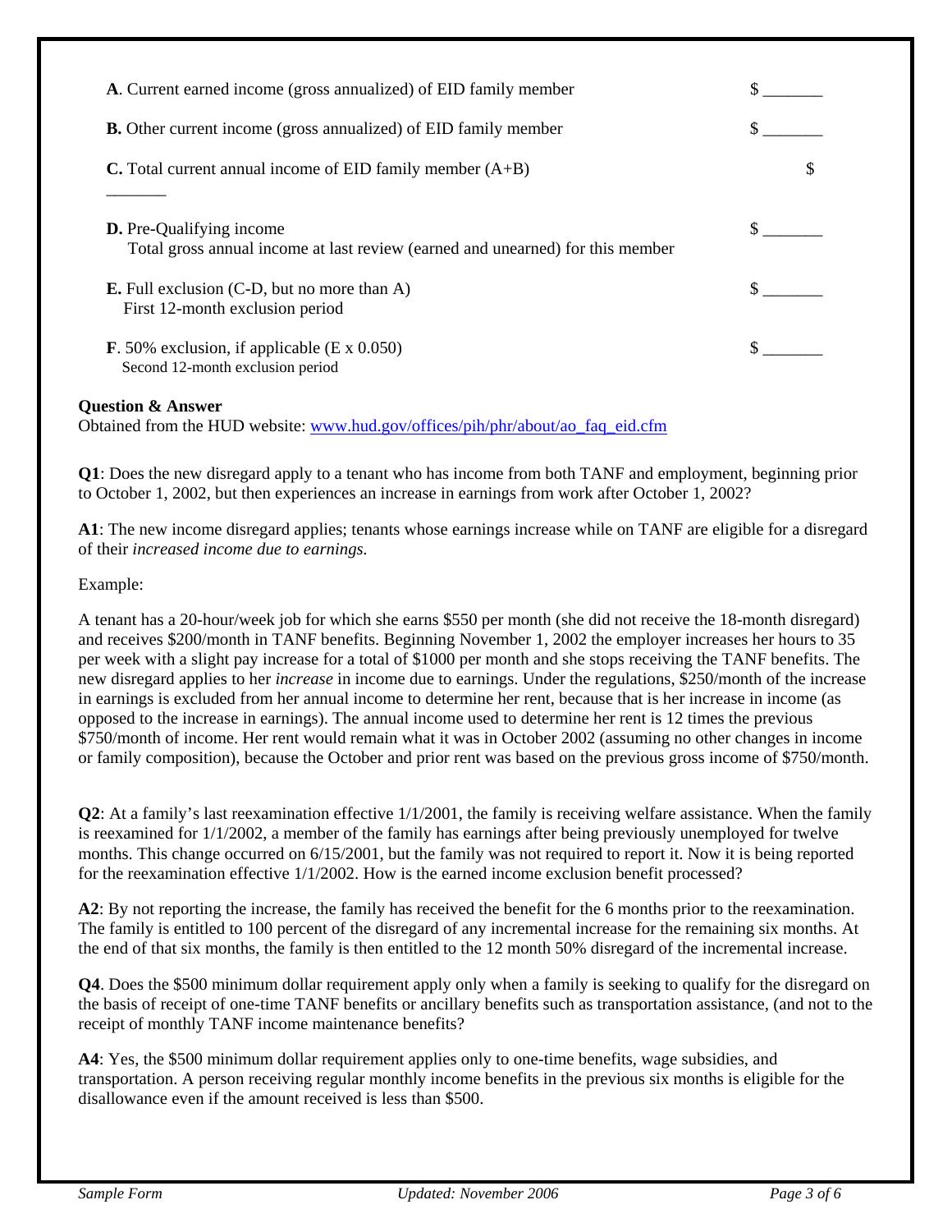**A**. Current earned income (gross annualized) of EID family member $ _______

**B.** Other current income (gross annualized) of EID family member $ _______

**C.** Total current annual income of EID family member (A+B) $ _______

**D.** Pre-Qualifying income $ _______
Total gross annual income at last review (earned and unearned) for this member

**E.** Full exclusion (C-D, but no more than A) $ _______
First 12-month exclusion period

**F**. 50% exclusion, if applicable (E x 0.050) $ _______
Second 12-month exclusion period

**Question & Answer**
Obtained from the HUD website: www.hud.gov/offices/pih/phr/about/ao_faq_eid.cfm

**Q1**: Does the new disregard apply to a tenant who has income from both TANF and employment, beginning prior to October 1, 2002, but then experiences an increase in earnings from work after October 1, 2002?

**A1**: The new income disregard applies; tenants whose earnings increase while on TANF are eligible for a disregard of their *increased income due to earnings.*

Example:

A tenant has a 20-hour/week job for which she earns $550 per month (she did not receive the 18-month disregard) and receives $200/month in TANF benefits. Beginning November 1, 2002 the employer increases her hours to 35 per week with a slight pay increase for a total of $1000 per month and she stops receiving the TANF benefits. The new disregard applies to her *increase* in income due to earnings. Under the regulations, $250/month of the increase in earnings is excluded from her annual income to determine her rent, because that is her increase in income (as opposed to the increase in earnings). The annual income used to determine her rent is 12 times the previous $750/month of income. Her rent would remain what it was in October 2002 (assuming no other changes in income or family composition), because the October and prior rent was based on the previous gross income of $750/month.

**Q2**: At a family's last reexamination effective 1/1/2001, the family is receiving welfare assistance. When the family is reexamined for 1/1/2002, a member of the family has earnings after being previously unemployed for twelve months. This change occurred on 6/15/2001, but the family was not required to report it. Now it is being reported for the reexamination effective 1/1/2002. How is the earned income exclusion benefit processed?

**A2**: By not reporting the increase, the family has received the benefit for the 6 months prior to the reexamination. The family is entitled to 100 percent of the disregard of any incremental increase for the remaining six months. At the end of that six months, the family is then entitled to the 12 month 50% disregard of the incremental increase.

**Q4**. Does the $500 minimum dollar requirement apply only when a family is seeking to qualify for the disregard on the basis of receipt of one-time TANF benefits or ancillary benefits such as transportation assistance, (and not to the receipt of monthly TANF income maintenance benefits?

**A4**: Yes, the $500 minimum dollar requirement applies only to one-time benefits, wage subsidies, and transportation. A person receiving regular monthly income benefits in the previous six months is eligible for the disallowance even if the amount received is less than $500.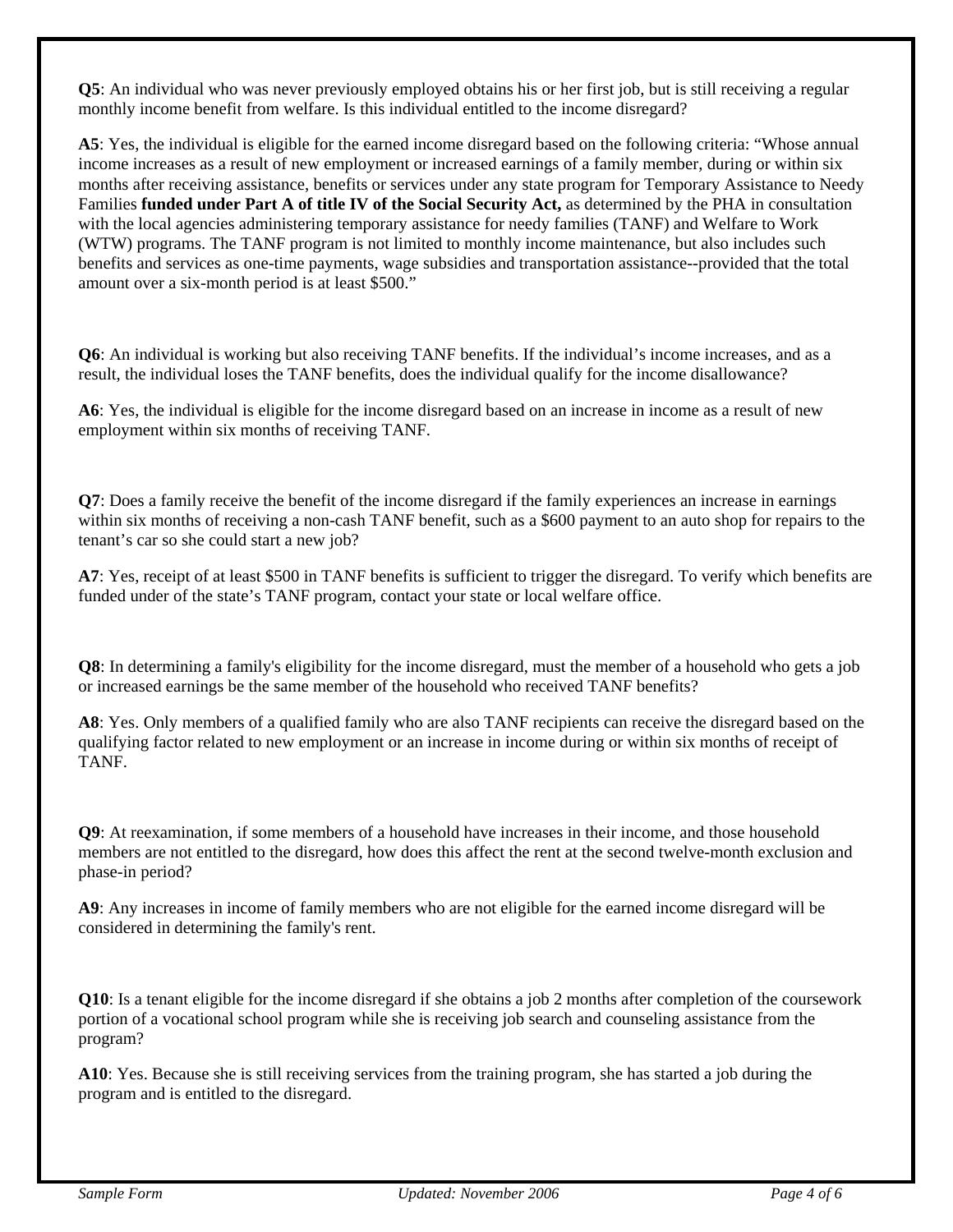**Q5**: An individual who was never previously employed obtains his or her first job, but is still receiving a regular monthly income benefit from welfare. Is this individual entitled to the income disregard?

**A5**: Yes, the individual is eligible for the earned income disregard based on the following criteria: "Whose annual income increases as a result of new employment or increased earnings of a family member, during or within six months after receiving assistance, benefits or services under any state program for Temporary Assistance to Needy Families **funded under Part A of title IV of the Social Security Act,** as determined by the PHA in consultation with the local agencies administering temporary assistance for needy families (TANF) and Welfare to Work (WTW) programs. The TANF program is not limited to monthly income maintenance, but also includes such benefits and services as one-time payments, wage subsidies and transportation assistance--provided that the total amount over a six-month period is at least $500."

**Q6**: An individual is working but also receiving TANF benefits. If the individual's income increases, and as a result, the individual loses the TANF benefits, does the individual qualify for the income disallowance?

**A6**: Yes, the individual is eligible for the income disregard based on an increase in income as a result of new employment within six months of receiving TANF.

**Q7**: Does a family receive the benefit of the income disregard if the family experiences an increase in earnings within six months of receiving a non-cash TANF benefit, such as a $600 payment to an auto shop for repairs to the tenant's car so she could start a new job?

**A7**: Yes, receipt of at least $500 in TANF benefits is sufficient to trigger the disregard. To verify which benefits are funded under of the state's TANF program, contact your state or local welfare office.

**Q8**: In determining a family's eligibility for the income disregard, must the member of a household who gets a job or increased earnings be the same member of the household who received TANF benefits?

**A8**: Yes. Only members of a qualified family who are also TANF recipients can receive the disregard based on the qualifying factor related to new employment or an increase in income during or within six months of receipt of TANF.

**Q9**: At reexamination, if some members of a household have increases in their income, and those household members are not entitled to the disregard, how does this affect the rent at the second twelve-month exclusion and phase-in period?

**A9**: Any increases in income of family members who are not eligible for the earned income disregard will be considered in determining the family's rent.

**Q10**: Is a tenant eligible for the income disregard if she obtains a job 2 months after completion of the coursework portion of a vocational school program while she is receiving job search and counseling assistance from the program?

**A10**: Yes. Because she is still receiving services from the training program, she has started a job during the program and is entitled to the disregard.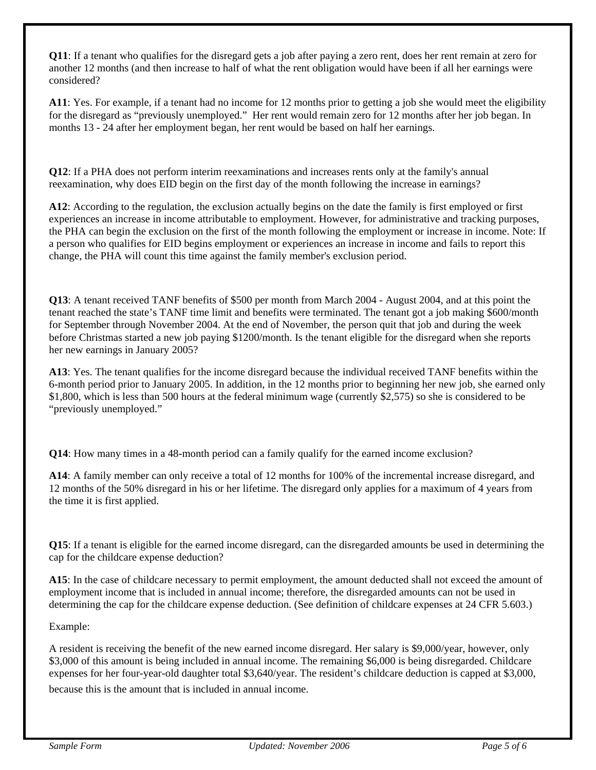**Q11**: If a tenant who qualifies for the disregard gets a job after paying a zero rent, does her rent remain at zero for another 12 months (and then increase to half of what the rent obligation would have been if all her earnings were considered?

**A11**: Yes. For example, if a tenant had no income for 12 months prior to getting a job she would meet the eligibility for the disregard as "previously unemployed." Her rent would remain zero for 12 months after her job began. In months 13 - 24 after her employment began, her rent would be based on half her earnings.

**Q12**: If a PHA does not perform interim reexaminations and increases rents only at the family's annual reexamination, why does EID begin on the first day of the month following the increase in earnings?

**A12**: According to the regulation, the exclusion actually begins on the date the family is first employed or first experiences an increase in income attributable to employment. However, for administrative and tracking purposes, the PHA can begin the exclusion on the first of the month following the employment or increase in income. Note: If a person who qualifies for EID begins employment or experiences an increase in income and fails to report this change, the PHA will count this time against the family member's exclusion period.

**Q13**: A tenant received TANF benefits of $500 per month from March 2004 - August 2004, and at this point the tenant reached the state's TANF time limit and benefits were terminated. The tenant got a job making $600/month for September through November 2004. At the end of November, the person quit that job and during the week before Christmas started a new job paying $1200/month. Is the tenant eligible for the disregard when she reports her new earnings in January 2005?

**A13**: Yes. The tenant qualifies for the income disregard because the individual received TANF benefits within the 6-month period prior to January 2005. In addition, in the 12 months prior to beginning her new job, she earned only $1,800, which is less than 500 hours at the federal minimum wage (currently $2,575) so she is considered to be "previously unemployed."

**Q14**: How many times in a 48-month period can a family qualify for the earned income exclusion?

**A14**: A family member can only receive a total of 12 months for 100% of the incremental increase disregard, and 12 months of the 50% disregard in his or her lifetime. The disregard only applies for a maximum of 4 years from the time it is first applied.

**Q15**: If a tenant is eligible for the earned income disregard, can the disregarded amounts be used in determining the cap for the childcare expense deduction?

**A15**: In the case of childcare necessary to permit employment, the amount deducted shall not exceed the amount of employment income that is included in annual income; therefore, the disregarded amounts can not be used in determining the cap for the childcare expense deduction. (See definition of childcare expenses at 24 CFR 5.603.)

Example:

A resident is receiving the benefit of the new earned income disregard. Her salary is $9,000/year, however, only $3,000 of this amount is being included in annual income. The remaining $6,000 is being disregarded. Childcare expenses for her four-year-old daughter total $3,640/year. The resident's childcare deduction is capped at $3,000, because this is the amount that is included in annual income.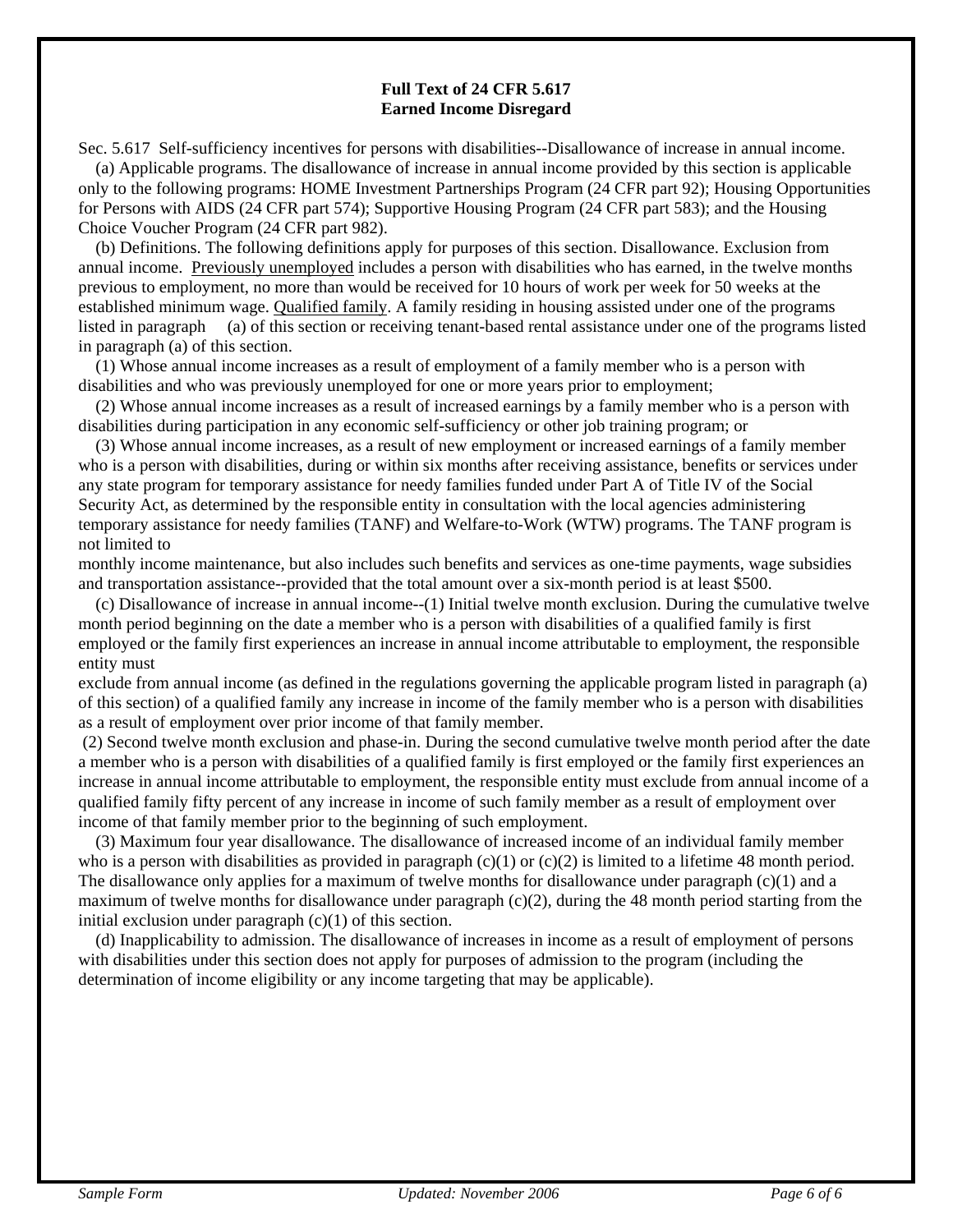**Full Text of 24 CFR 5.617**
**Earned Income Disregard**

Sec. 5.617 Self-sufficiency incentives for persons with disabilities--Disallowance of increase in annual income.

(a) Applicable programs. The disallowance of increase in annual income provided by this section is applicable only to the following programs: HOME Investment Partnerships Program (24 CFR part 92); Housing Opportunities for Persons with AIDS (24 CFR part 574); Supportive Housing Program (24 CFR part 583); and the Housing Choice Voucher Program (24 CFR part 982).

(b) Definitions. The following definitions apply for purposes of this section. Disallowance. Exclusion from annual income. Previously unemployed includes a person with disabilities who has earned, in the twelve months previous to employment, no more than would be received for 10 hours of work per week for 50 weeks at the established minimum wage. Qualified family. A family residing in housing assisted under one of the programs listed in paragraph (a) of this section or receiving tenant-based rental assistance under one of the programs listed in paragraph (a) of this section.

(1) Whose annual income increases as a result of employment of a family member who is a person with disabilities and who was previously unemployed for one or more years prior to employment;

(2) Whose annual income increases as a result of increased earnings by a family member who is a person with disabilities during participation in any economic self-sufficiency or other job training program; or

(3) Whose annual income increases, as a result of new employment or increased earnings of a family member who is a person with disabilities, during or within six months after receiving assistance, benefits or services under any state program for temporary assistance for needy families funded under Part A of Title IV of the Social Security Act, as determined by the responsible entity in consultation with the local agencies administering temporary assistance for needy families (TANF) and Welfare-to-Work (WTW) programs. The TANF program is not limited to monthly income maintenance, but also includes such benefits and services as one-time payments, wage subsidies and transportation assistance--provided that the total amount over a six-month period is at least $500.

(c) Disallowance of increase in annual income--(1) Initial twelve month exclusion. During the cumulative twelve month period beginning on the date a member who is a person with disabilities of a qualified family is first employed or the family first experiences an increase in annual income attributable to employment, the responsible entity must exclude from annual income (as defined in the regulations governing the applicable program listed in paragraph (a) of this section) of a qualified family any increase in income of the family member who is a person with disabilities as a result of employment over prior income of that family member.

(2) Second twelve month exclusion and phase-in. During the second cumulative twelve month period after the date a member who is a person with disabilities of a qualified family is first employed or the family first experiences an increase in annual income attributable to employment, the responsible entity must exclude from annual income of a qualified family fifty percent of any increase in income of such family member as a result of employment over income of that family member prior to the beginning of such employment.

(3) Maximum four year disallowance. The disallowance of increased income of an individual family member who is a person with disabilities as provided in paragraph (c)(1) or (c)(2) is limited to a lifetime 48 month period. The disallowance only applies for a maximum of twelve months for disallowance under paragraph (c)(1) and a maximum of twelve months for disallowance under paragraph (c)(2), during the 48 month period starting from the initial exclusion under paragraph (c)(1) of this section.

(d) Inapplicability to admission. The disallowance of increases in income as a result of employment of persons with disabilities under this section does not apply for purposes of admission to the program (including the determination of income eligibility or any income targeting that may be applicable).